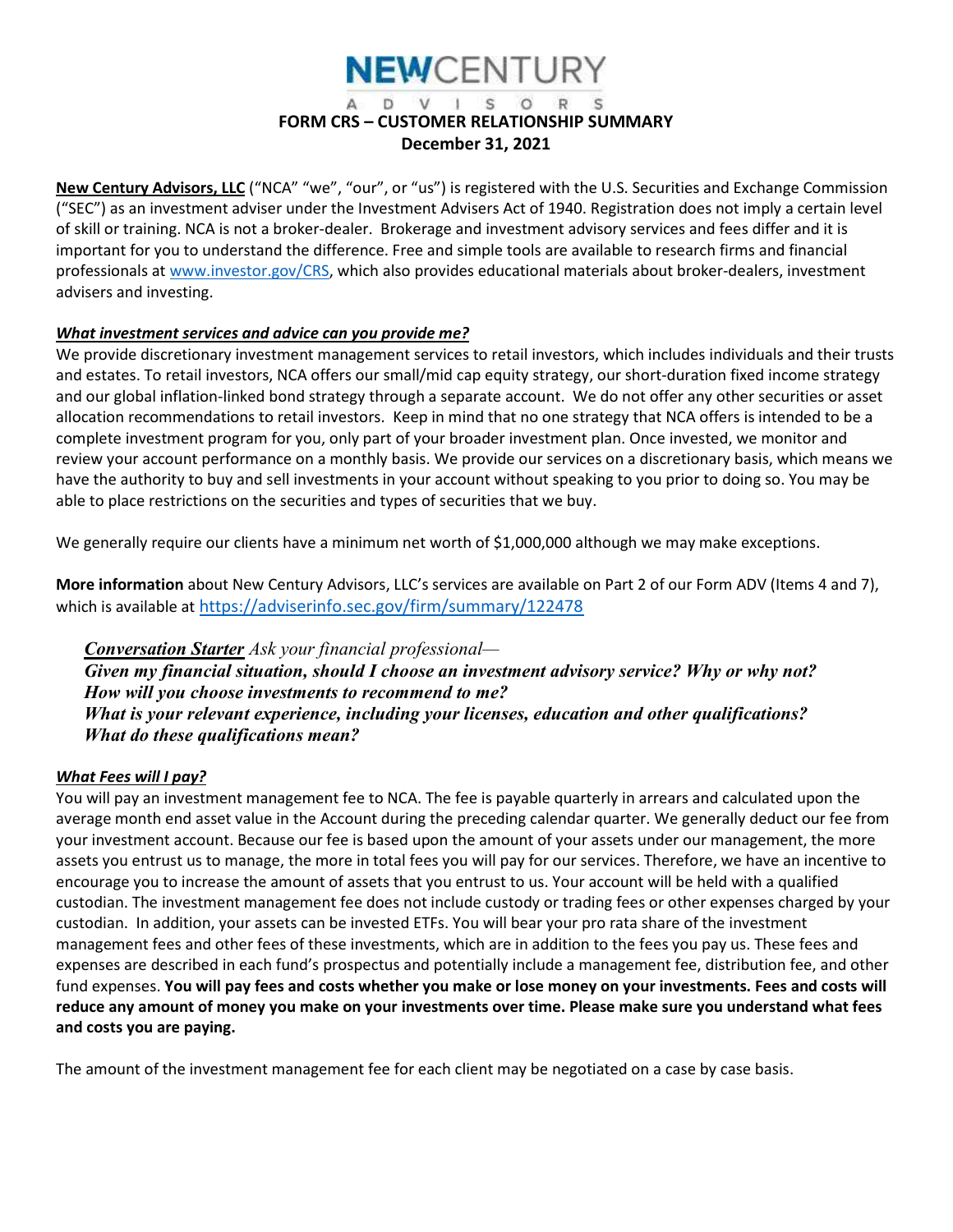# NEWCENTURY ADVISORS

## FORM CRS – CUSTOMER RELATIONSHIP SUMMARY

**December 31, 2021**

**New Century Advisors, LLC** ("NCA" "we", "our", or "us") is registered with the U.S. Securities and Exchange Commission ("SEC") as an investment adviser under the Investment Advisers Act of 1940. Registration does not imply a certain level of skill or training. NCA is not a broker-dealer. Brokerage and investment advisory services and fees differ and it is important for you to understand the difference. Free and simple tools are available to research firms and financial professionals at [www.investor.gov/CRS](www.investor.gov/CRS), which also provides educational materials about broker-dealers, investment advisers and investing.

### *What investment services and advice can you provide me?*

We provide discretionary investment management services to retail investors, which includes individuals and their trusts and estates. To retail investors, NCA offers our small/mid cap equity strategy, our short-duration fixed income strategy and our global inflation-linked bond strategy through a separate account. We do not offer any other securities or asset allocation recommendations to retail investors. Keep in mind that no one strategy that NCA offers is intended to be a complete investment program for you, only part of your broader investment plan. Once invested, we monitor and review your account performance on a monthly basis. We provide our services on a discretionary basis, which means we have the authority to buy and sell investments in your account without speaking to you prior to doing so. You may be able to place restrictions on the securities and types of securities that we buy.

We generally require our clients have a minimum net worth of $1,000,000 although we may make exceptions.

**More information** about New Century Advisors, LLC's services are available on Part 2 of our Form ADV (Items 4 and 7), which is available at [https://adviserinfo.sec.gov/firm/summary/122478](https://adviserinfo.sec.gov/firm/summary/122478)

> ***Conversation Starter*** *Ask your financial professional—*
> ***Given my financial situation, should I choose an investment advisory service? Why or why not?***
> ***How will you choose investments to recommend to me?***
> ***What is your relevant experience, including your licenses, education and other qualifications?***
> ***What do these qualifications mean?***

### *What Fees will I pay?*

You will pay an investment management fee to NCA. The fee is payable quarterly in arrears and calculated upon the average month end asset value in the Account during the preceding calendar quarter. We generally deduct our fee from your investment account. Because our fee is based upon the amount of your assets under our management, the more assets you entrust us to manage, the more in total fees you will pay for our services. Therefore, we have an incentive to encourage you to increase the amount of assets that you entrust to us. Your account will be held with a qualified custodian. The investment management fee does not include custody or trading fees or other expenses charged by your custodian. In addition, your assets can be invested ETFs. You will bear your pro rata share of the investment management fees and other fees of these investments, which are in addition to the fees you pay us. These fees and expenses are described in each fund's prospectus and potentially include a management fee, distribution fee, and other fund expenses. **You will pay fees and costs whether you make or lose money on your investments. Fees and costs will reduce any amount of money you make on your investments over time. Please make sure you understand what fees and costs you are paying.**

The amount of the investment management fee for each client may be negotiated on a case by case basis.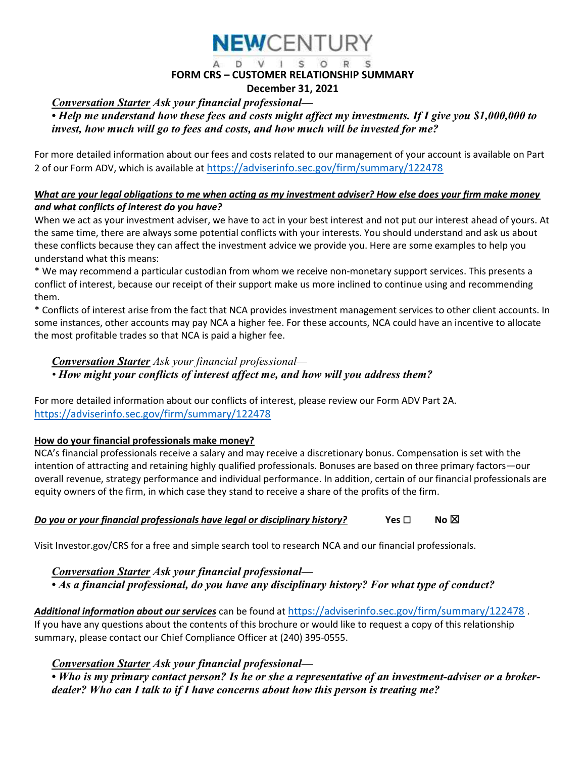# NEWCENTURY ADVISORS

**FORM CRS – CUSTOMER RELATIONSHIP SUMMARY**

**December 31, 2021**

***Conversation Starter*** ***Ask your financial professional—***

***• Help me understand how these fees and costs might affect my investments. If I give you $1,000,000 to invest, how much will go to fees and costs, and how much will be invested for me?***

For more detailed information about our fees and costs related to our management of your account is available on Part 2 of our Form ADV, which is available at https://adviserinfo.sec.gov/firm/summary/122478

***What are your legal obligations to me when acting as my investment adviser? How else does your firm make money and what conflicts of interest do you have?***

When we act as your investment adviser, we have to act in your best interest and not put our interest ahead of yours. At the same time, there are always some potential conflicts with your interests. You should understand and ask us about these conflicts because they can affect the investment advice we provide you. Here are some examples to help you understand what this means:

* We may recommend a particular custodian from whom we receive non-monetary support services. This presents a conflict of interest, because our receipt of their support make us more inclined to continue using and recommending them.

* Conflicts of interest arise from the fact that NCA provides investment management services to other client accounts. In some instances, other accounts may pay NCA a higher fee. For these accounts, NCA could have an incentive to allocate the most profitable trades so that NCA is paid a higher fee.

***Conversation Starter*** *Ask your financial professional—*

***• How might your conflicts of interest affect me, and how will you address them?***

For more detailed information about our conflicts of interest, please review our Form ADV Part 2A. https://adviserinfo.sec.gov/firm/summary/122478

**How do your financial professionals make money?**

NCA's financial professionals receive a salary and may receive a discretionary bonus. Compensation is set with the intention of attracting and retaining highly qualified professionals. Bonuses are based on three primary factors—our overall revenue, strategy performance and individual performance. In addition, certain of our financial professionals are equity owners of the firm, in which case they stand to receive a share of the profits of the firm.

***Do you or your financial professionals have legal or disciplinary history?*** **Yes ☐ No ☒**

Visit Investor.gov/CRS for a free and simple search tool to research NCA and our financial professionals.

***Conversation Starter*** ***Ask your financial professional—***

***• As a financial professional, do you have any disciplinary history? For what type of conduct?***

***Additional information about our services*** can be found at https://adviserinfo.sec.gov/firm/summary/122478 . If you have any questions about the contents of this brochure or would like to request a copy of this relationship summary, please contact our Chief Compliance Officer at (240) 395-0555.

***Conversation Starter*** ***Ask your financial professional—***

***• Who is my primary contact person? Is he or she a representative of an investment-adviser or a broker-dealer? Who can I talk to if I have concerns about how this person is treating me?***